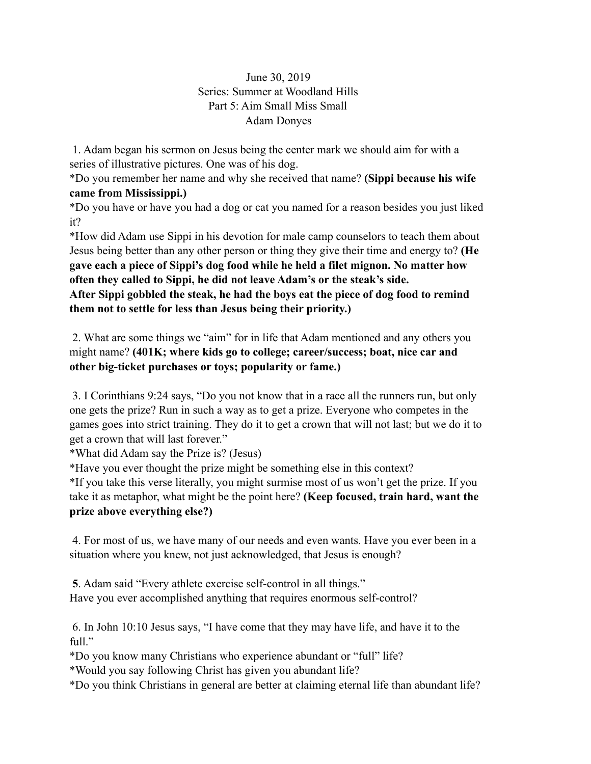June 30, 2019
Series: Summer at Woodland Hills
Part 5: Aim Small Miss Small
Adam Donyes

1. Adam began his sermon on Jesus being the center mark we should aim for with a series of illustrative pictures. One was of his dog.
*Do you remember her name and why she received that name? **(Sippi because his wife came from Mississippi.)**
*Do you have or have you had a dog or cat you named for a reason besides you just liked it?
*How did Adam use Sippi in his devotion for male camp counselors to teach them about Jesus being better than any other person or thing they give their time and energy to? **(He gave each a piece of Sippi's dog food while he held a filet mignon. No matter how often they called to Sippi, he did not leave Adam's or the steak's side. After Sippi gobbled the steak, he had the boys eat the piece of dog food to remind them not to settle for less than Jesus being their priority.)**

2. What are some things we "aim" for in life that Adam mentioned and any others you might name? **(401K; where kids go to college; career/success; boat, nice car and other big-ticket purchases or toys; popularity or fame.)**

3. I Corinthians 9:24 says, "Do you not know that in a race all the runners run, but only one gets the prize? Run in such a way as to get a prize. Everyone who competes in the games goes into strict training. They do it to get a crown that will not last; but we do it to get a crown that will last forever."
*What did Adam say the Prize is? (Jesus)
*Have you ever thought the prize might be something else in this context?
*If you take this verse literally, you might surmise most of us won't get the prize. If you take it as metaphor, what might be the point here? **(Keep focused, train hard, want the prize above everything else?)**

4. For most of us, we have many of our needs and even wants. Have you ever been in a situation where you knew, not just acknowledged, that Jesus is enough?

**5**. Adam said "Every athlete exercise self-control in all things."
Have you ever accomplished anything that requires enormous self-control?

6. In John 10:10 Jesus says, "I have come that they may have life, and have it to the full."
*Do you know many Christians who experience abundant or "full" life?
*Would you say following Christ has given you abundant life?
*Do you think Christians in general are better at claiming eternal life than abundant life?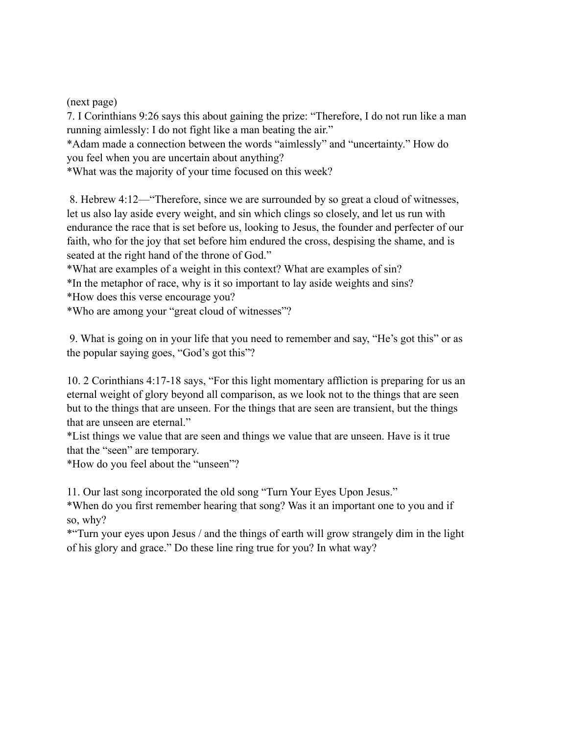(next page)

7. I Corinthians 9:26 says this about gaining the prize: “Therefore, I do not run like a man running aimlessly: I do not fight like a man beating the air.”

*Adam made a connection between the words “aimlessly” and “uncertainty.” How do you feel when you are uncertain about anything?

*What was the majority of your time focused on this week?

8. Hebrew 4:12—“Therefore, since we are surrounded by so great a cloud of witnesses, let us also lay aside every weight, and sin which clings so closely, and let us run with endurance the race that is set before us, looking to Jesus, the founder and perfecter of our faith, who for the joy that set before him endured the cross, despising the shame, and is seated at the right hand of the throne of God.”

*What are examples of a weight in this context? What are examples of sin?

*In the metaphor of race, why is it so important to lay aside weights and sins?

*How does this verse encourage you?

*Who are among your “great cloud of witnesses”?

9. What is going on in your life that you need to remember and say, “He’s got this” or as the popular saying goes, “God’s got this”?

10. 2 Corinthians 4:17-18 says, “For this light momentary affliction is preparing for us an eternal weight of glory beyond all comparison, as we look not to the things that are seen but to the things that are unseen. For the things that are seen are transient, but the things that are unseen are eternal.”

*List things we value that are seen and things we value that are unseen. Have is it true that the “seen” are temporary.

*How do you feel about the “unseen”?

11. Our last song incorporated the old song “Turn Your Eyes Upon Jesus.”

*When do you first remember hearing that song? Was it an important one to you and if so, why?

*“Turn your eyes upon Jesus / and the things of earth will grow strangely dim in the light of his glory and grace.” Do these line ring true for you? In what way?